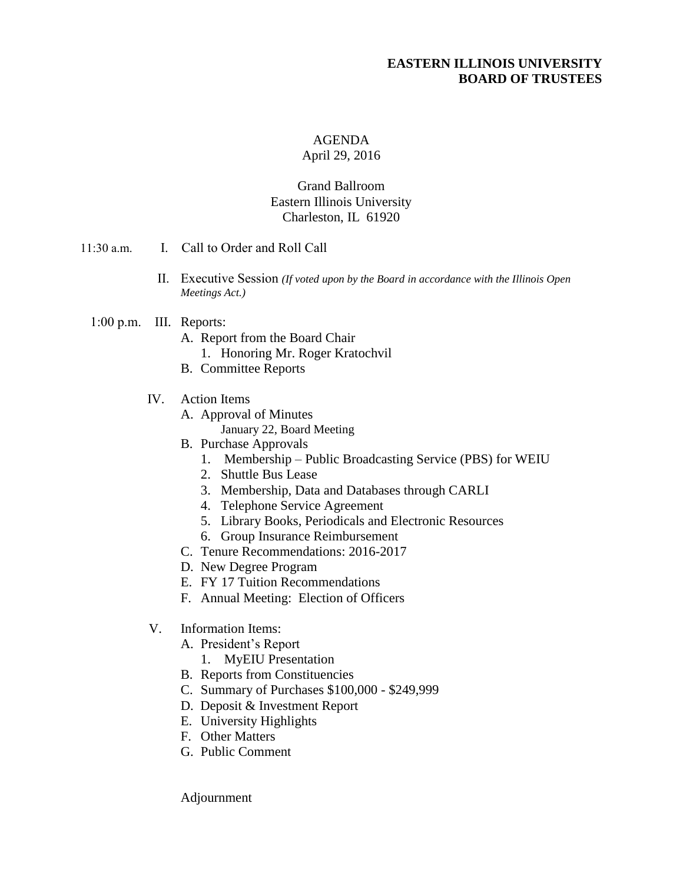**EASTERN ILLINOIS UNIVERSITY**
**BOARD OF TRUSTEES**

AGENDA
April 29, 2016

Grand Ballroom
Eastern Illinois University
Charleston, IL 61920

11:30 a.m. I. Call to Order and Roll Call

II. Executive Session *(If voted upon by the Board in accordance with the Illinois Open Meetings Act.)*

1:00 p.m. III. Reports:

- A. Report from the Board Chair
  1. Honoring Mr. Roger Kratochvil
- B. Committee Reports

IV. Action Items

- A. Approval of Minutes
  January 22, Board Meeting
- B. Purchase Approvals
  1. Membership – Public Broadcasting Service (PBS) for WEIU
  2. Shuttle Bus Lease
  3. Membership, Data and Databases through CARLI
  4. Telephone Service Agreement
  5. Library Books, Periodicals and Electronic Resources
  6. Group Insurance Reimbursement
- C. Tenure Recommendations: 2016-2017
- D. New Degree Program
- E. FY 17 Tuition Recommendations
- F. Annual Meeting: Election of Officers

V. Information Items:

- A. President's Report
  1. MyEIU Presentation
- B. Reports from Constituencies
- C. Summary of Purchases $100,000 - $249,999
- D. Deposit & Investment Report
- E. University Highlights
- F. Other Matters
- G. Public Comment

Adjournment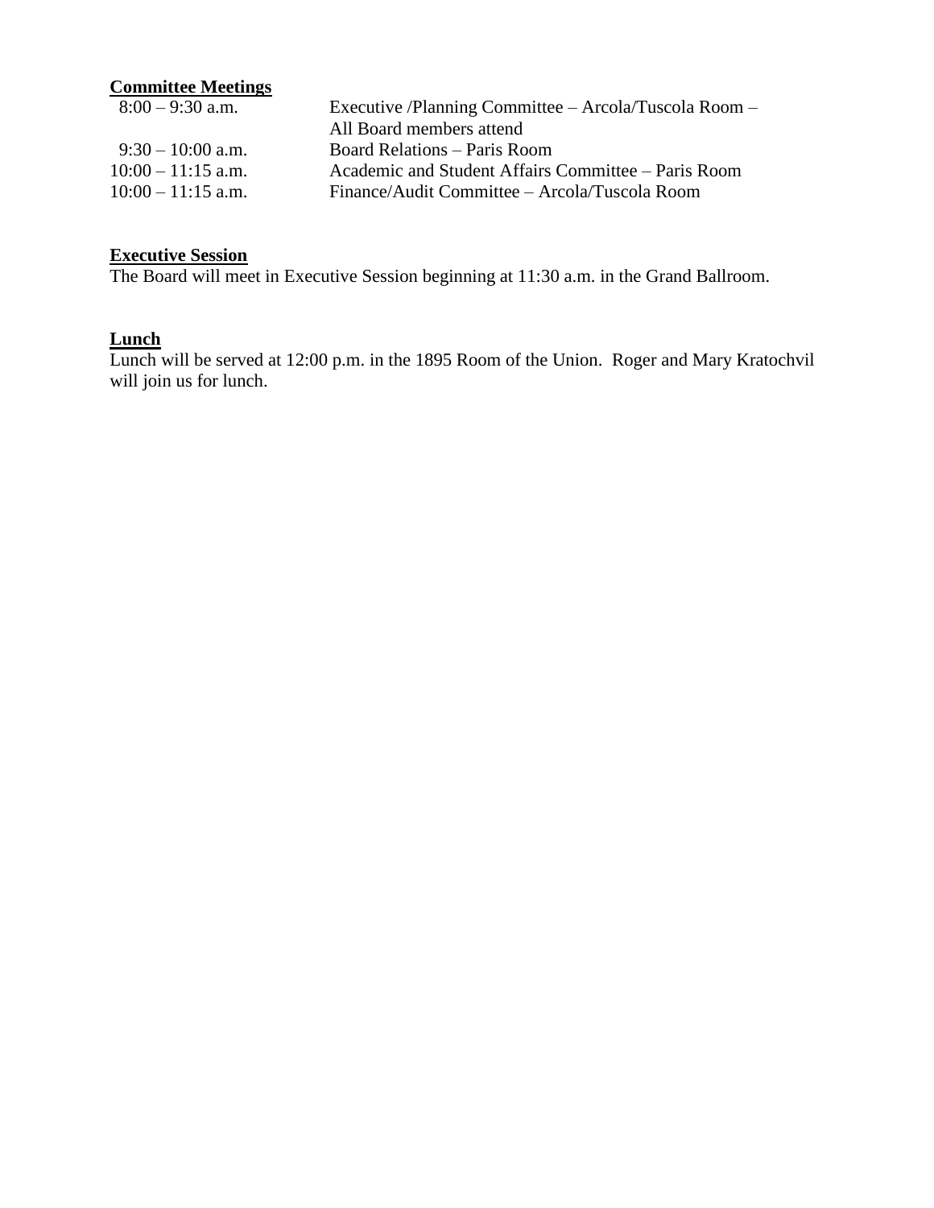**Committee Meetings**

| | |
|---|---|
| 8:00 – 9:30 a.m. | Executive /Planning Committee – Arcola/Tuscola Room – All Board members attend |
| 9:30 – 10:00 a.m. | Board Relations – Paris Room |
| 10:00 – 11:15 a.m. | Academic and Student Affairs Committee – Paris Room |
| 10:00 – 11:15 a.m. | Finance/Audit Committee – Arcola/Tuscola Room |

**Executive Session**

The Board will meet in Executive Session beginning at 11:30 a.m. in the Grand Ballroom.

**Lunch**

Lunch will be served at 12:00 p.m. in the 1895 Room of the Union. Roger and Mary Kratochvil will join us for lunch.